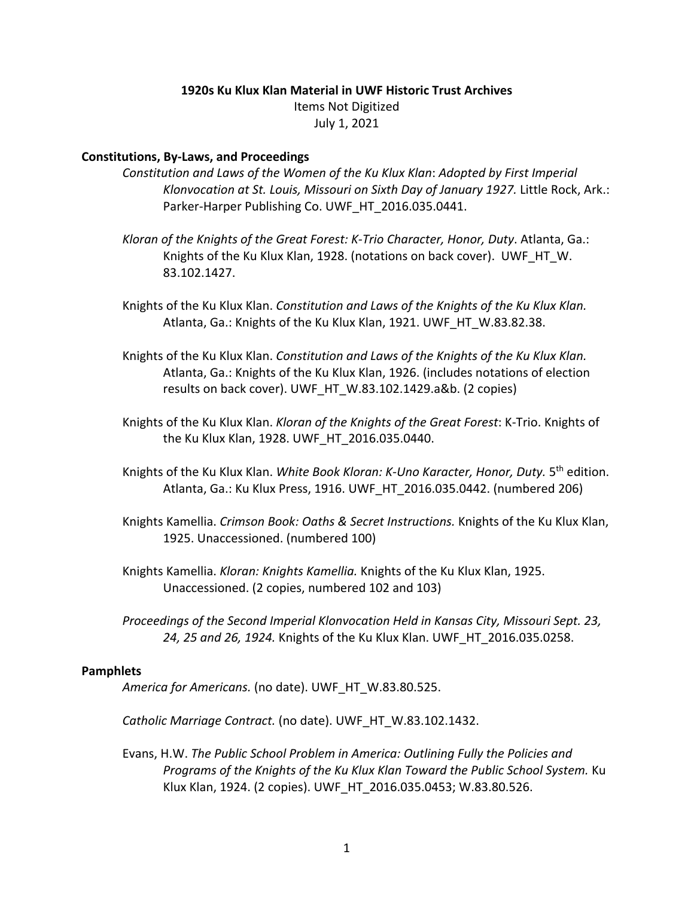**1920s Ku Klux Klan Material in UWF Historic Trust Archives**

Items Not Digitized

July 1, 2021

## Constitutions, By-Laws, and Proceedings

*Constitution and Laws of the Women of the Ku Klux Klan*: *Adopted by First Imperial Klonvocation at St. Louis, Missouri on Sixth Day of January 1927.* Little Rock, Ark.: Parker-Harper Publishing Co. UWF_HT_2016.035.0441.

*Kloran of the Knights of the Great Forest: K-Trio Character, Honor, Duty*. Atlanta, Ga.: Knights of the Ku Klux Klan, 1928. (notations on back cover). UWF_HT_W. 83.102.1427.

Knights of the Ku Klux Klan. *Constitution and Laws of the Knights of the Ku Klux Klan.* Atlanta, Ga.: Knights of the Ku Klux Klan, 1921. UWF_HT_W.83.82.38.

Knights of the Ku Klux Klan. *Constitution and Laws of the Knights of the Ku Klux Klan.* Atlanta, Ga.: Knights of the Ku Klux Klan, 1926. (includes notations of election results on back cover). UWF_HT_W.83.102.1429.a&b. (2 copies)

Knights of the Ku Klux Klan. *Kloran of the Knights of the Great Forest*: K-Trio. Knights of the Ku Klux Klan, 1928. UWF_HT_2016.035.0440.

Knights of the Ku Klux Klan. *White Book Kloran: K-Uno Karacter, Honor, Duty.* 5th edition. Atlanta, Ga.: Ku Klux Press, 1916. UWF_HT_2016.035.0442. (numbered 206)

Knights Kamellia. *Crimson Book: Oaths & Secret Instructions.* Knights of the Ku Klux Klan, 1925. Unaccessioned. (numbered 100)

Knights Kamellia. *Kloran: Knights Kamellia.* Knights of the Ku Klux Klan, 1925. Unaccessioned. (2 copies, numbered 102 and 103)

*Proceedings of the Second Imperial Klonvocation Held in Kansas City, Missouri Sept. 23, 24, 25 and 26, 1924.* Knights of the Ku Klux Klan. UWF_HT_2016.035.0258.

## Pamphlets

*America for Americans.* (no date). UWF_HT_W.83.80.525.

*Catholic Marriage Contract.* (no date). UWF_HT_W.83.102.1432.

Evans, H.W. *The Public School Problem in America: Outlining Fully the Policies and Programs of the Knights of the Ku Klux Klan Toward the Public School System.* Ku Klux Klan, 1924. (2 copies). UWF_HT_2016.035.0453; W.83.80.526.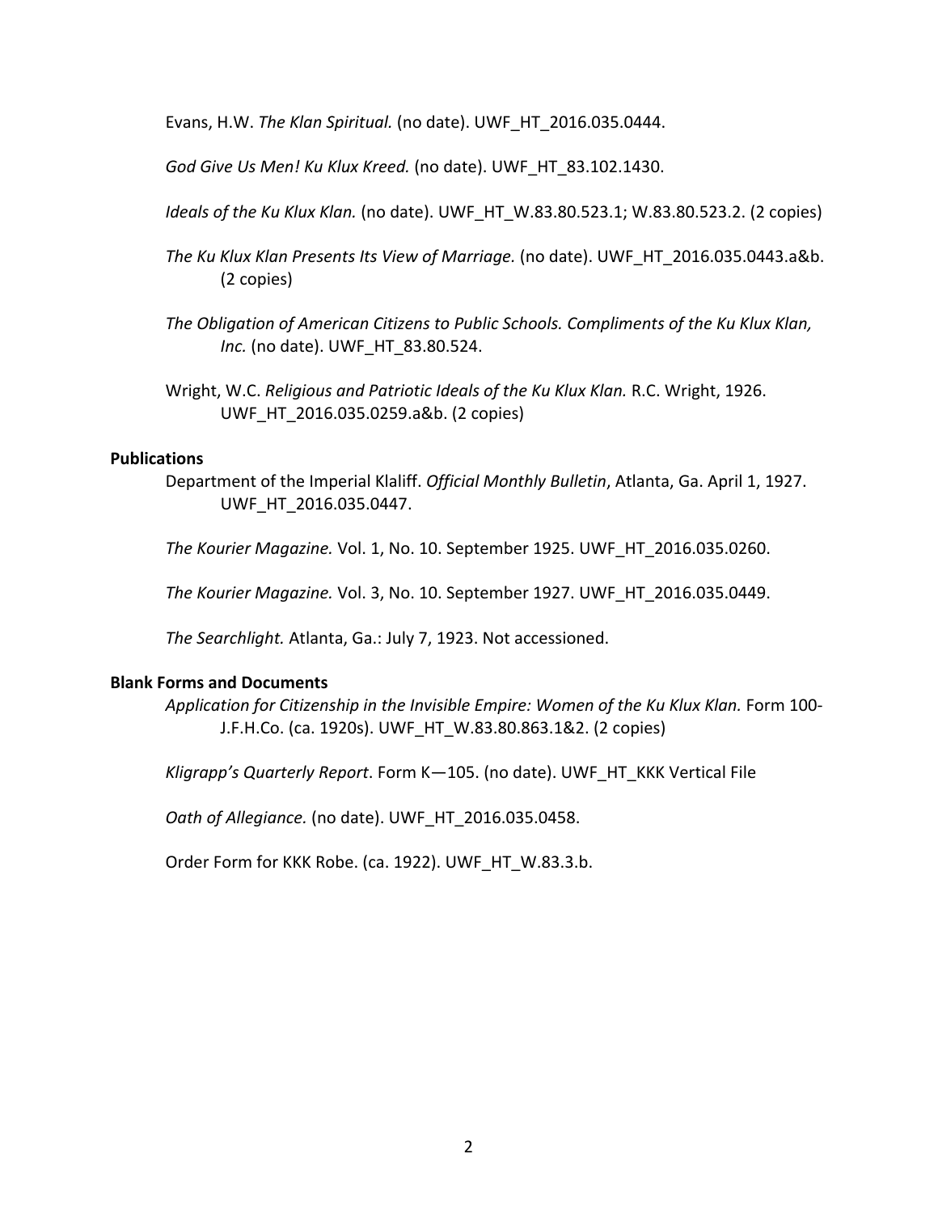Evans, H.W. *The Klan Spiritual.* (no date). UWF_HT_2016.035.0444.

*God Give Us Men! Ku Klux Kreed.* (no date). UWF_HT_83.102.1430.

*Ideals of the Ku Klux Klan.* (no date). UWF_HT_W.83.80.523.1; W.83.80.523.2. (2 copies)

*The Ku Klux Klan Presents Its View of Marriage.* (no date). UWF_HT_2016.035.0443.a&b. (2 copies)

*The Obligation of American Citizens to Public Schools. Compliments of the Ku Klux Klan, Inc.* (no date). UWF_HT_83.80.524.

Wright, W.C. *Religious and Patriotic Ideals of the Ku Klux Klan.* R.C. Wright, 1926. UWF_HT_2016.035.0259.a&b. (2 copies)

**Publications**

Department of the Imperial Klaliff. *Official Monthly Bulletin*, Atlanta, Ga. April 1, 1927. UWF_HT_2016.035.0447.

*The Kourier Magazine.* Vol. 1, No. 10. September 1925. UWF_HT_2016.035.0260.

*The Kourier Magazine.* Vol. 3, No. 10. September 1927. UWF_HT_2016.035.0449.

*The Searchlight.* Atlanta, Ga.: July 7, 1923. Not accessioned.

**Blank Forms and Documents**

*Application for Citizenship in the Invisible Empire: Women of the Ku Klux Klan.* Form 100-J.F.H.Co. (ca. 1920s). UWF_HT_W.83.80.863.1&2. (2 copies)

*Kligrapp's Quarterly Report*. Form K—105. (no date). UWF_HT_KKK Vertical File

*Oath of Allegiance.* (no date). UWF_HT_2016.035.0458.

Order Form for KKK Robe. (ca. 1922). UWF_HT_W.83.3.b.